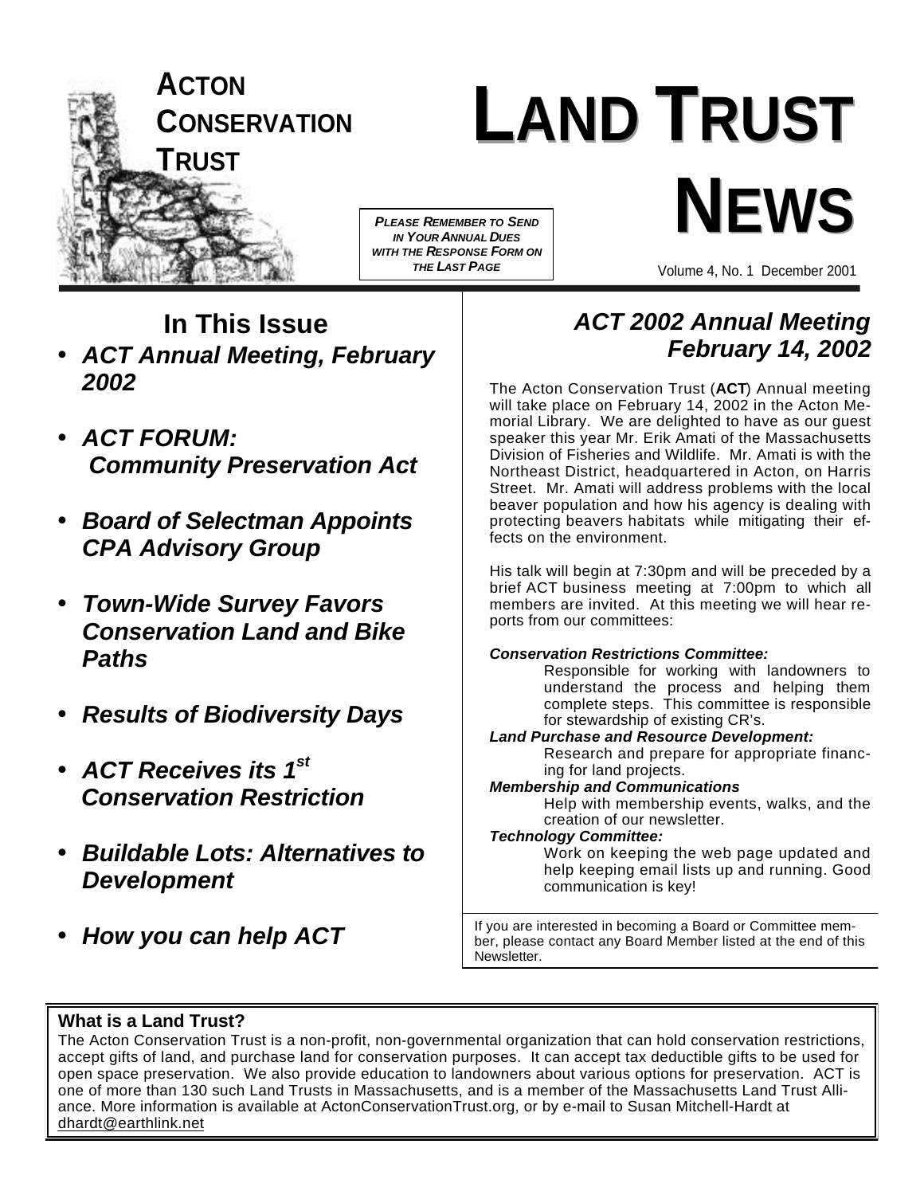**ACTON CONSERVATION TRUST**

# LAND TRUST NEWS

*PLEASE REMEMBER TO SEND IN YOUR ANNUAL DUES WITH THE RESPONSE FORM ON THE LAST PAGE*

Volume 4, No. 1 December 2001

## In This Issue

- ***ACT Annual Meeting, February 2002***
- ***ACT FORUM: Community Preservation Act***
- ***Board of Selectman Appoints CPA Advisory Group***
- ***Town-Wide Survey Favors Conservation Land and Bike Paths***
- ***Results of Biodiversity Days***
- ***ACT Receives its 1st Conservation Restriction***
- ***Buildable Lots: Alternatives to Development***
- ***How you can help ACT***

## *ACT 2002 Annual Meeting February 14, 2002*

The Acton Conservation Trust (**ACT**) Annual meeting will take place on February 14, 2002 in the Acton Memorial Library. We are delighted to have as our guest speaker this year Mr. Erik Amati of the Massachusetts Division of Fisheries and Wildlife. Mr. Amati is with the Northeast District, headquartered in Acton, on Harris Street. Mr. Amati will address problems with the local beaver population and how his agency is dealing with protecting beavers habitats while mitigating their effects on the environment.

His talk will begin at 7:30pm and will be preceded by a brief ACT business meeting at 7:00pm to which all members are invited. At this meeting we will hear reports from our committees:

***Conservation Restrictions Committee:***
Responsible for working with landowners to understand the process and helping them complete steps. This committee is responsible for stewardship of existing CR's.

***Land Purchase and Resource Development:***
Research and prepare for appropriate financing for land projects.

***Membership and Communications***
Help with membership events, walks, and the creation of our newsletter.

***Technology Committee:***
Work on keeping the web page updated and help keeping email lists up and running. Good communication is key!

If you are interested in becoming a Board or Committee member, please contact any Board Member listed at the end of this Newsletter.

**What is a Land Trust?**

The Acton Conservation Trust is a non-profit, non-governmental organization that can hold conservation restrictions, accept gifts of land, and purchase land for conservation purposes. It can accept tax deductible gifts to be used for open space preservation. We also provide education to landowners about various options for preservation. ACT is one of more than 130 such Land Trusts in Massachusetts, and is a member of the Massachusetts Land Trust Alliance. More information is available at ActonConservationTrust.org, or by e-mail to Susan Mitchell-Hardt at dhardt@earthlink.net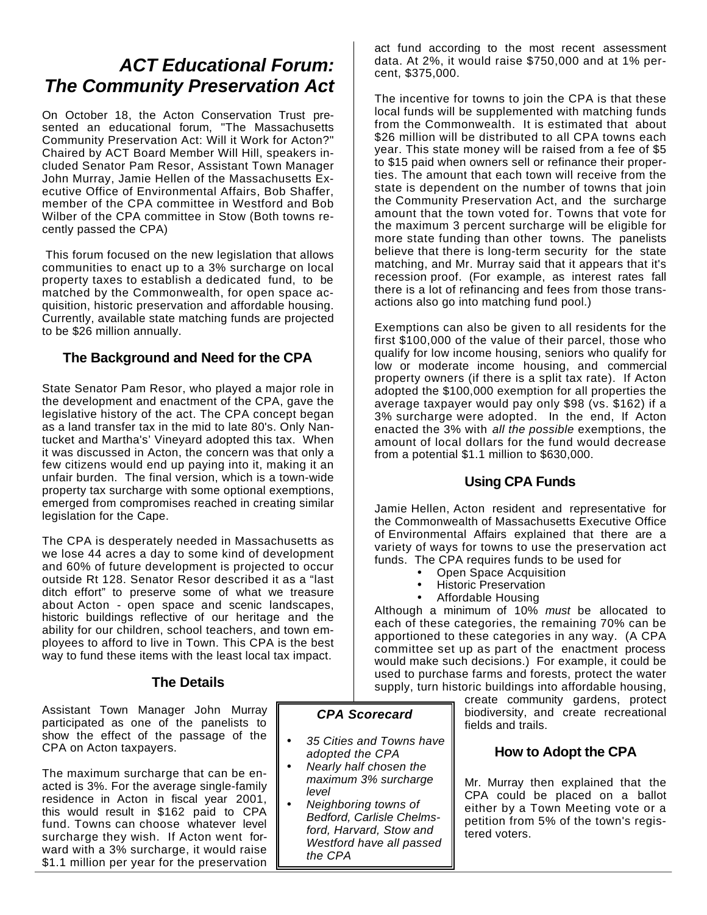# *ACT Educational Forum: The Community Preservation Act*

On October 18, the Acton Conservation Trust presented an educational forum, "The Massachusetts Community Preservation Act: Will it Work for Acton?" Chaired by ACT Board Member Will Hill, speakers included Senator Pam Resor, Assistant Town Manager John Murray, Jamie Hellen of the Massachusetts Executive Office of Environmental Affairs, Bob Shaffer, member of the CPA committee in Westford and Bob Wilber of the CPA committee in Stow (Both towns recently passed the CPA)

This forum focused on the new legislation that allows communities to enact up to a 3% surcharge on local property taxes to establish a dedicated fund, to be matched by the Commonwealth, for open space acquisition, historic preservation and affordable housing. Currently, available state matching funds are projected to be $26 million annually.

## The Background and Need for the CPA

State Senator Pam Resor, who played a major role in the development and enactment of the CPA, gave the legislative history of the act. The CPA concept began as a land transfer tax in the mid to late 80's. Only Nantucket and Martha's' Vineyard adopted this tax. When it was discussed in Acton, the concern was that only a few citizens would end up paying into it, making it an unfair burden. The final version, which is a town-wide property tax surcharge with some optional exemptions, emerged from compromises reached in creating similar legislation for the Cape.

The CPA is desperately needed in Massachusetts as we lose 44 acres a day to some kind of development and 60% of future development is projected to occur outside Rt 128. Senator Resor described it as a "last ditch effort" to preserve some of what we treasure about Acton - open space and scenic landscapes, historic buildings reflective of our heritage and the ability for our children, school teachers, and town employees to afford to live in Town. This CPA is the best way to fund these items with the least local tax impact.

## The Details

Assistant Town Manager John Murray participated as one of the panelists to show the effect of the passage of the CPA on Acton taxpayers.

The maximum surcharge that can be enacted is 3%. For the average single-family residence in Acton in fiscal year 2001, this would result in $162 paid to CPA fund. Towns can choose whatever level surcharge they wish. If Acton went forward with a 3% surcharge, it would raise $1.1 million per year for the preservation act fund according to the most recent assessment data. At 2%, it would raise $750,000 and at 1% percent, $375,000.

The incentive for towns to join the CPA is that these local funds will be supplemented with matching funds from the Commonwealth. It is estimated that about $26 million will be distributed to all CPA towns each year. This state money will be raised from a fee of $5 to $15 paid when owners sell or refinance their properties. The amount that each town will receive from the state is dependent on the number of towns that join the Community Preservation Act, and the surcharge amount that the town voted for. Towns that vote for the maximum 3 percent surcharge will be eligible for more state funding than other towns. The panelists believe that there is long-term security for the state matching, and Mr. Murray said that it appears that it's recession proof. (For example, as interest rates fall there is a lot of refinancing and fees from those transactions also go into matching fund pool.)

Exemptions can also be given to all residents for the first $100,000 of the value of their parcel, those who qualify for low income housing, seniors who qualify for low or moderate income housing, and commercial property owners (if there is a split tax rate). If Acton adopted the $100,000 exemption for all properties the average taxpayer would pay only $98 (vs. $162) if a 3% surcharge were adopted. In the end, If Acton enacted the 3% with *all the possible* exemptions, the amount of local dollars for the fund would decrease from a potential $1.1 million to $630,000.

## Using CPA Funds

Jamie Hellen, Acton resident and representative for the Commonwealth of Massachusetts Executive Office of Environmental Affairs explained that there are a variety of ways for towns to use the preservation act funds. The CPA requires funds to be used for

- Open Space Acquisition
- Historic Preservation
- Affordable Housing

Although a minimum of 10% *must* be allocated to each of these categories, the remaining 70% can be apportioned to these categories in any way. (A CPA committee set up as part of the enactment process would make such decisions.) For example, it could be used to purchase farms and forests, protect the water supply, turn historic buildings into affordable housing, create community gardens, protect biodiversity, and create recreational fields and trails.

## How to Adopt the CPA

Mr. Murray then explained that the CPA could be placed on a ballot either by a Town Meeting vote or a petition from 5% of the town's registered voters.

### *CPA Scorecard*

- *35 Cities and Towns have adopted the CPA*
- *Nearly half chosen the maximum 3% surcharge level*
- *Neighboring towns of Bedford, Carlisle Chelmsford, Harvard, Stow and Westford have all passed the CPA*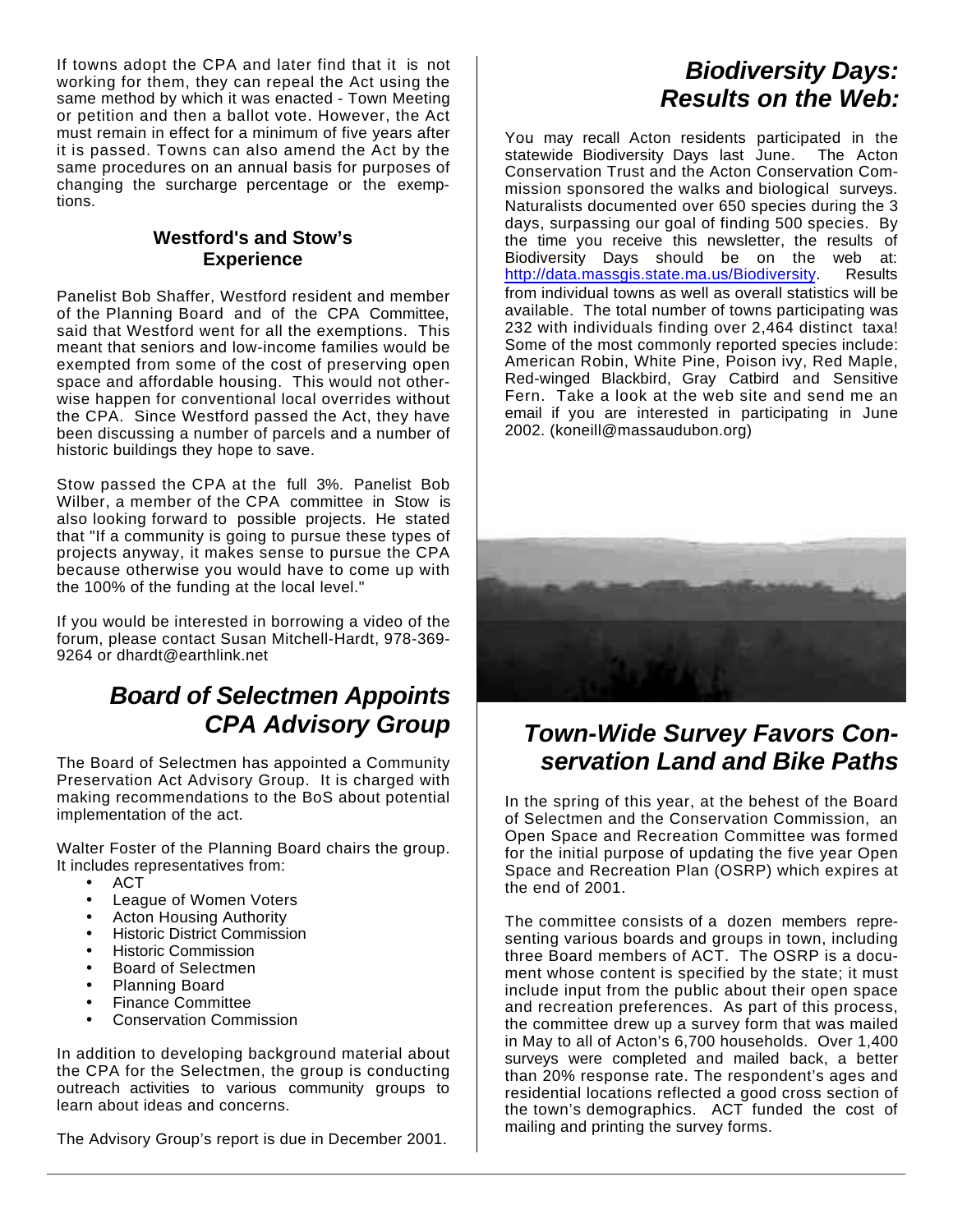If towns adopt the CPA and later find that it is not working for them, they can repeal the Act using the same method by which it was enacted - Town Meeting or petition and then a ballot vote. However, the Act must remain in effect for a minimum of five years after it is passed. Towns can also amend the Act by the same procedures on an annual basis for purposes of changing the surcharge percentage or the exemptions.

### Westford's and Stow's Experience

Panelist Bob Shaffer, Westford resident and member of the Planning Board and of the CPA Committee, said that Westford went for all the exemptions. This meant that seniors and low-income families would be exempted from some of the cost of preserving open space and affordable housing. This would not otherwise happen for conventional local overrides without the CPA. Since Westford passed the Act, they have been discussing a number of parcels and a number of historic buildings they hope to save.

Stow passed the CPA at the full 3%. Panelist Bob Wilber, a member of the CPA committee in Stow is also looking forward to possible projects. He stated that "If a community is going to pursue these types of projects anyway, it makes sense to pursue the CPA because otherwise you would have to come up with the 100% of the funding at the local level."

If you would be interested in borrowing a video of the forum, please contact Susan Mitchell-Hardt, 978-369-9264 or dhardt@earthlink.net

## *Board of Selectmen Appoints CPA Advisory Group*

The Board of Selectmen has appointed a Community Preservation Act Advisory Group. It is charged with making recommendations to the BoS about potential implementation of the act.

Walter Foster of the Planning Board chairs the group. It includes representatives from:

- ACT
- League of Women Voters
- Acton Housing Authority
- Historic District Commission
- Historic Commission
- Board of Selectmen
- Planning Board
- Finance Committee
- Conservation Commission

In addition to developing background material about the CPA for the Selectmen, the group is conducting outreach activities to various community groups to learn about ideas and concerns.

The Advisory Group's report is due in December 2001.

## *Biodiversity Days: Results on the Web:*

You may recall Acton residents participated in the statewide Biodiversity Days last June. The Acton Conservation Trust and the Acton Conservation Commission sponsored the walks and biological surveys. Naturalists documented over 650 species during the 3 days, surpassing our goal of finding 500 species. By the time you receive this newsletter, the results of Biodiversity Days should be on the web at: http://data.massgis.state.ma.us/Biodiversity. Results from individual towns as well as overall statistics will be available. The total number of towns participating was 232 with individuals finding over 2,464 distinct taxa! Some of the most commonly reported species include: American Robin, White Pine, Poison ivy, Red Maple, Red-winged Blackbird, Gray Catbird and Sensitive Fern. Take a look at the web site and send me an email if you are interested in participating in June 2002. (koneill@massaudubon.org)

## *Town-Wide Survey Favors Conservation Land and Bike Paths*

In the spring of this year, at the behest of the Board of Selectmen and the Conservation Commission, an Open Space and Recreation Committee was formed for the initial purpose of updating the five year Open Space and Recreation Plan (OSRP) which expires at the end of 2001.

The committee consists of a dozen members representing various boards and groups in town, including three Board members of ACT. The OSRP is a document whose content is specified by the state; it must include input from the public about their open space and recreation preferences. As part of this process, the committee drew up a survey form that was mailed in May to all of Acton's 6,700 households. Over 1,400 surveys were completed and mailed back, a better than 20% response rate. The respondent's ages and residential locations reflected a good cross section of the town's demographics. ACT funded the cost of mailing and printing the survey forms.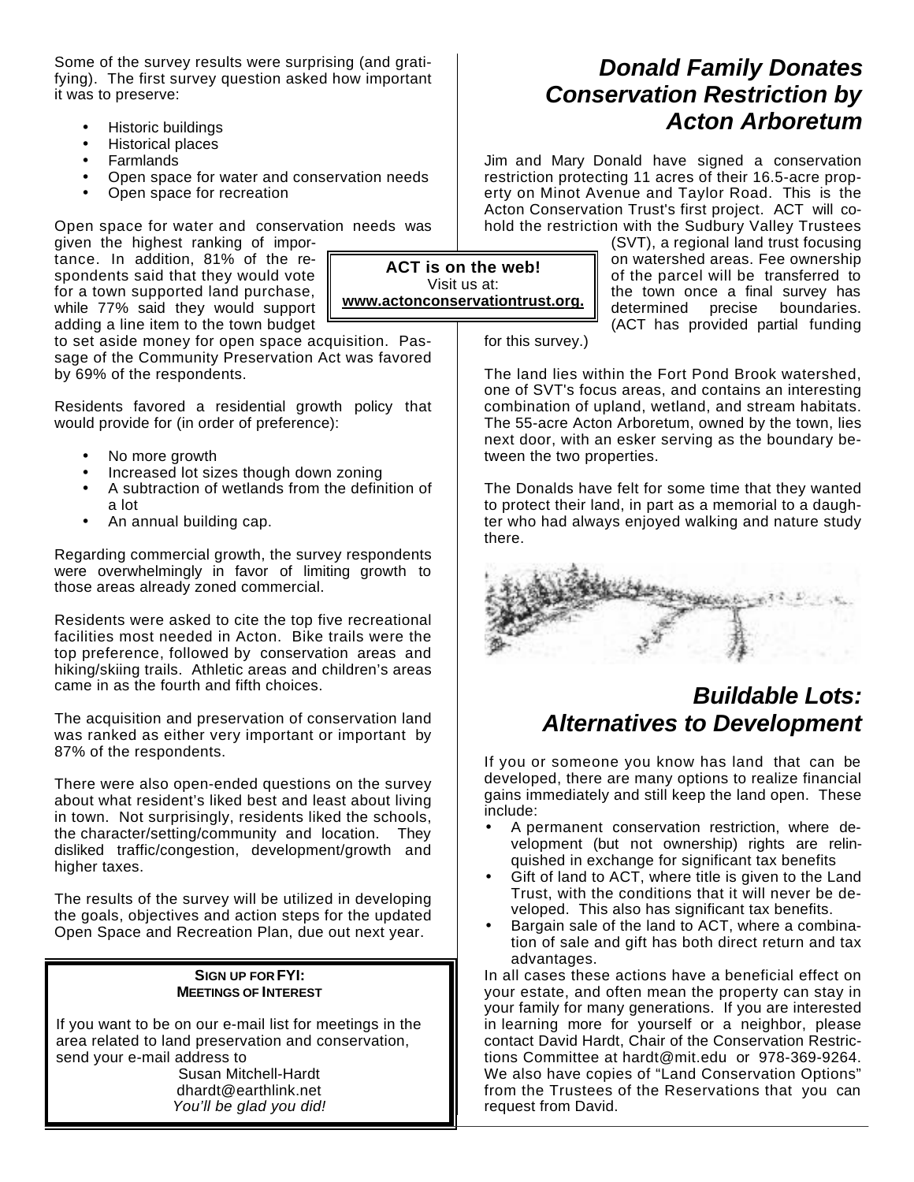Some of the survey results were surprising (and gratifying). The first survey question asked how important it was to preserve:

- Historic buildings
- Historical places
- Farmlands
- Open space for water and conservation needs
- Open space for recreation

Open space for water and conservation needs was given the highest ranking of importance. In addition, 81% of the respondents said that they would vote for a town supported land purchase, while 77% said they would support adding a line item to the town budget to set aside money for open space acquisition. Passage of the Community Preservation Act was favored by 69% of the respondents.

Residents favored a residential growth policy that would provide for (in order of preference):

- No more growth
- Increased lot sizes though down zoning
- A subtraction of wetlands from the definition of a lot
- An annual building cap.

Regarding commercial growth, the survey respondents were overwhelmingly in favor of limiting growth to those areas already zoned commercial.

Residents were asked to cite the top five recreational facilities most needed in Acton. Bike trails were the top preference, followed by conservation areas and hiking/skiing trails. Athletic areas and children's areas came in as the fourth and fifth choices.

The acquisition and preservation of conservation land was ranked as either very important or important by 87% of the respondents.

There were also open-ended questions on the survey about what resident's liked best and least about living in town. Not surprisingly, residents liked the schools, the character/setting/community and location. They disliked traffic/congestion, development/growth and higher taxes.

The results of the survey will be utilized in developing the goals, objectives and action steps for the updated Open Space and Recreation Plan, due out next year.

**ACT is on the web!**
Visit us at:
**www.actonconservationtrust.org.**

**SIGN UP FOR FYI:**
**MEETINGS OF INTEREST**

If you want to be on our e-mail list for meetings in the area related to land preservation and conservation, send your e-mail address to

Susan Mitchell-Hardt
dhardt@earthlink.net
*You'll be glad you did!*

## *Donald Family Donates Conservation Restriction by Acton Arboretum*

Jim and Mary Donald have signed a conservation restriction protecting 11 acres of their 16.5-acre property on Minot Avenue and Taylor Road. This is the Acton Conservation Trust's first project. ACT will co-hold the restriction with the Sudbury Valley Trustees (SVT), a regional land trust focusing on watershed areas. Fee ownership of the parcel will be transferred to the town once a final survey has determined precise boundaries. (ACT has provided partial funding for this survey.)

The land lies within the Fort Pond Brook watershed, one of SVT's focus areas, and contains an interesting combination of upland, wetland, and stream habitats. The 55-acre Acton Arboretum, owned by the town, lies next door, with an esker serving as the boundary between the two properties.

The Donalds have felt for some time that they wanted to protect their land, in part as a memorial to a daughter who had always enjoyed walking and nature study there.

## *Buildable Lots: Alternatives to Development*

If you or someone you know has land that can be developed, there are many options to realize financial gains immediately and still keep the land open. These include:

- A permanent conservation restriction, where development (but not ownership) rights are relinquished in exchange for significant tax benefits
- Gift of land to ACT, where title is given to the Land Trust, with the conditions that it will never be developed. This also has significant tax benefits.
- Bargain sale of the land to ACT, where a combination of sale and gift has both direct return and tax advantages.

In all cases these actions have a beneficial effect on your estate, and often mean the property can stay in your family for many generations. If you are interested in learning more for yourself or a neighbor, please contact David Hardt, Chair of the Conservation Restrictions Committee at hardt@mit.edu or 978-369-9264. We also have copies of "Land Conservation Options" from the Trustees of the Reservations that you can request from David.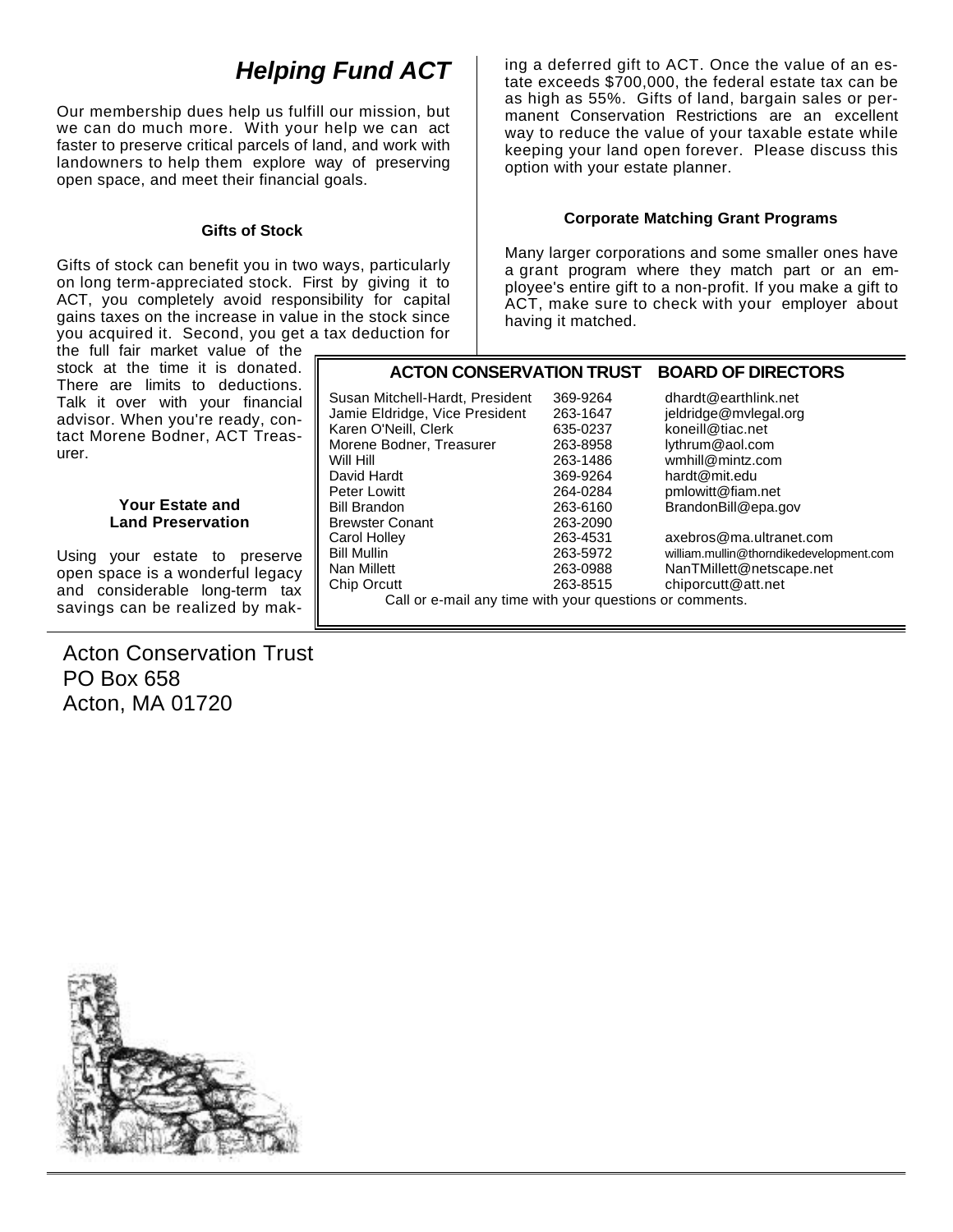## *Helping Fund ACT*

Our membership dues help us fulfill our mission, but we can do much more. With your help we can act faster to preserve critical parcels of land, and work with landowners to help them explore way of preserving open space, and meet their financial goals.

### Gifts of Stock

Gifts of stock can benefit you in two ways, particularly on long term-appreciated stock. First by giving it to ACT, you completely avoid responsibility for capital gains taxes on the increase in value in the stock since you acquired it. Second, you get a tax deduction for the full fair market value of the stock at the time it is donated. There are limits to deductions. Talk it over with your financial advisor. When you're ready, contact Morene Bodner, ACT Treasurer.

### Your Estate and Land Preservation

Using your estate to preserve open space is a wonderful legacy and considerable long-term tax savings can be realized by making a deferred gift to ACT. Once the value of an estate exceeds $700,000, the federal estate tax can be as high as 55%. Gifts of land, bargain sales or permanent Conservation Restrictions are an excellent way to reduce the value of your taxable estate while keeping your land open forever. Please discuss this option with your estate planner.

### Corporate Matching Grant Programs

Many larger corporations and some smaller ones have a grant program where they match part or an employee's entire gift to a non-profit. If you make a gift to ACT, make sure to check with your employer about having it matched.

### ACTON CONSERVATION TRUST BOARD OF DIRECTORS

| Name | Phone | E-mail |
|---|---|---|
| Susan Mitchell-Hardt, President | 369-9264 | dhardt@earthlink.net |
| Jamie Eldridge, Vice President | 263-1647 | jeldridge@mvlegal.org |
| Karen O'Neill, Clerk | 635-0237 | koneill@tiac.net |
| Morene Bodner, Treasurer | 263-8958 | lythrum@aol.com |
| Will Hill | 263-1486 | wmhill@mintz.com |
| David Hardt | 369-9264 | hardt@mit.edu |
| Peter Lowitt | 264-0284 | pmlowitt@fiam.net |
| Bill Brandon | 263-6160 | BrandonBill@epa.gov |
| Brewster Conant | 263-2090 | |
| Carol Holley | 263-4531 | axebros@ma.ultranet.com |
| Bill Mullin | 263-5972 | william.mullin@thorndikedevelopment.com |
| Nan Millett | 263-0988 | NanTMillett@netscape.net |
| Chip Orcutt | 263-8515 | chiporcutt@att.net |

Call or e-mail any time with your questions or comments.

Acton Conservation Trust
PO Box 658
Acton, MA 01720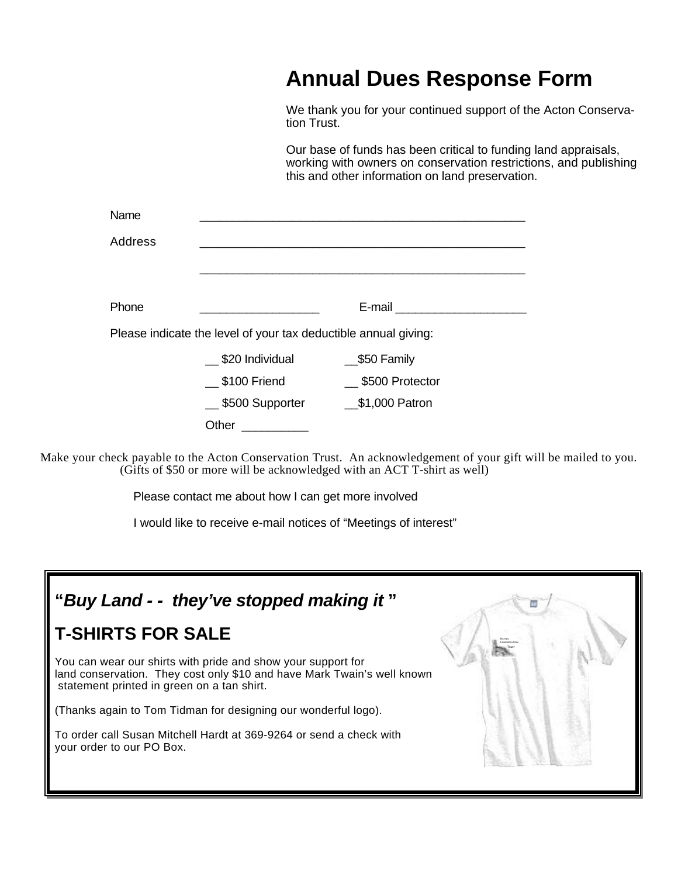# Annual Dues Response Form

We thank you for your continued support of the Acton Conservation Trust.

Our base of funds has been critical to funding land appraisals, working with owners on conservation restrictions, and publishing this and other information on land preservation.

Name ______________________________________________

Address ______________________________________________

______________________________________________

Phone __________________ E-mail ____________________

Please indicate the level of your tax deductible annual giving:

__ $20 Individual __$50 Family

__ $100 Friend __ $500 Protector

__ $500 Supporter __$1,000 Patron

Other __________

Make your check payable to the Acton Conservation Trust. An acknowledgement of your gift will be mailed to you. (Gifts of $50 or more will be acknowledged with an ACT T-shirt as well)

Please contact me about how I can get more involved

I would like to receive e-mail notices of "Meetings of interest"

## "*Buy Land - - they've stopped making it* "

## T-SHIRTS FOR SALE

You can wear our shirts with pride and show your support for land conservation. They cost only $10 and have Mark Twain's well known statement printed in green on a tan shirt.

(Thanks again to Tom Tidman for designing our wonderful logo).

To order call Susan Mitchell Hardt at 369-9264 or send a check with your order to our PO Box.